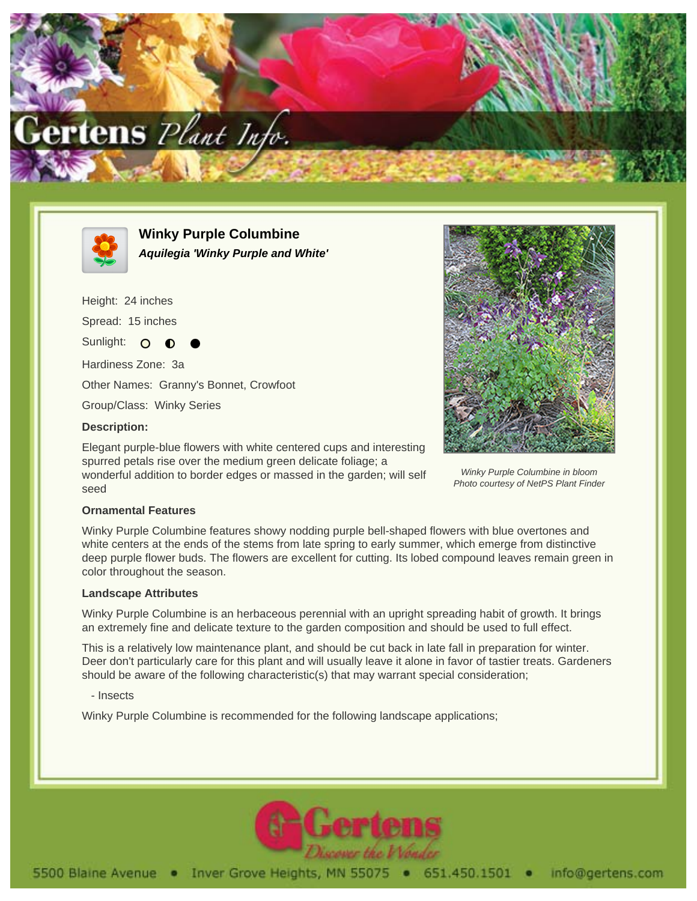# Winky Purple Columbine

***Aquilegia 'Winky Purple and White'***

Height: 24 inches

Spread: 15 inches

Sunlight: ○ ◐ ●

Hardiness Zone: 3a

Other Names: Granny's Bonnet, Crowfoot

Group/Class: Winky Series

**Description:**

Elegant purple-blue flowers with white centered cups and interesting spurred petals rise over the medium green delicate foliage; a wonderful addition to border edges or massed in the garden; will self seed

*Winky Purple Columbine in bloom*
*Photo courtesy of NetPS Plant Finder*

### Ornamental Features

Winky Purple Columbine features showy nodding purple bell-shaped flowers with blue overtones and white centers at the ends of the stems from late spring to early summer, which emerge from distinctive deep purple flower buds. The flowers are excellent for cutting. Its lobed compound leaves remain green in color throughout the season.

### Landscape Attributes

Winky Purple Columbine is an herbaceous perennial with an upright spreading habit of growth. It brings an extremely fine and delicate texture to the garden composition and should be used to full effect.

This is a relatively low maintenance plant, and should be cut back in late fall in preparation for winter. Deer don't particularly care for this plant and will usually leave it alone in favor of tastier treats. Gardeners should be aware of the following characteristic(s) that may warrant special consideration;

- Insects

Winky Purple Columbine is recommended for the following landscape applications;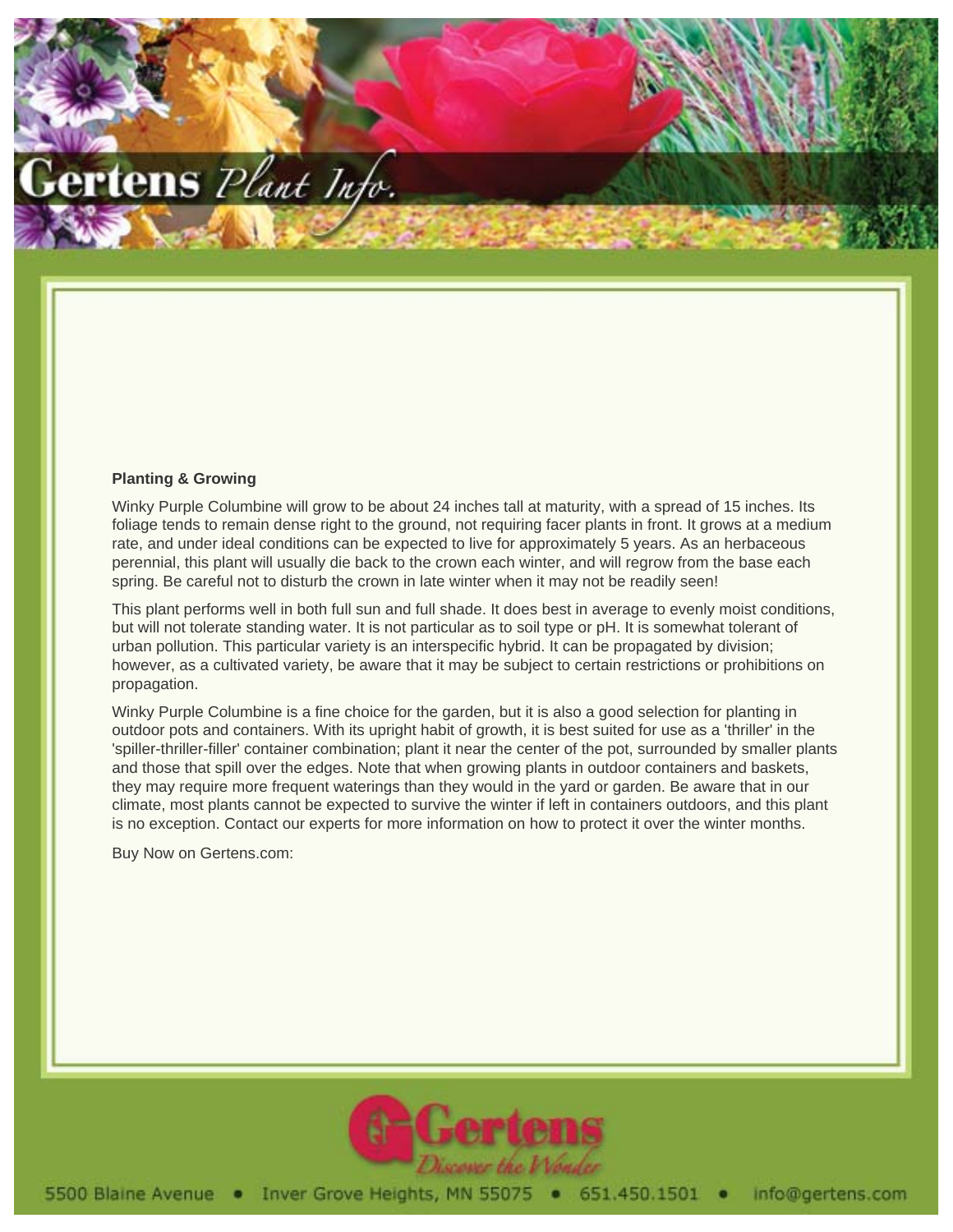### Planting & Growing

Winky Purple Columbine will grow to be about 24 inches tall at maturity, with a spread of 15 inches. Its foliage tends to remain dense right to the ground, not requiring facer plants in front. It grows at a medium rate, and under ideal conditions can be expected to live for approximately 5 years. As an herbaceous perennial, this plant will usually die back to the crown each winter, and will regrow from the base each spring. Be careful not to disturb the crown in late winter when it may not be readily seen!

This plant performs well in both full sun and full shade. It does best in average to evenly moist conditions, but will not tolerate standing water. It is not particular as to soil type or pH. It is somewhat tolerant of urban pollution. This particular variety is an interspecific hybrid. It can be propagated by division; however, as a cultivated variety, be aware that it may be subject to certain restrictions or prohibitions on propagation.

Winky Purple Columbine is a fine choice for the garden, but it is also a good selection for planting in outdoor pots and containers. With its upright habit of growth, it is best suited for use as a 'thriller' in the 'spiller-thriller-filler' container combination; plant it near the center of the pot, surrounded by smaller plants and those that spill over the edges. Note that when growing plants in outdoor containers and baskets, they may require more frequent waterings than they would in the yard or garden. Be aware that in our climate, most plants cannot be expected to survive the winter if left in containers outdoors, and this plant is no exception. Contact our experts for more information on how to protect it over the winter months.

Buy Now on Gertens.com: